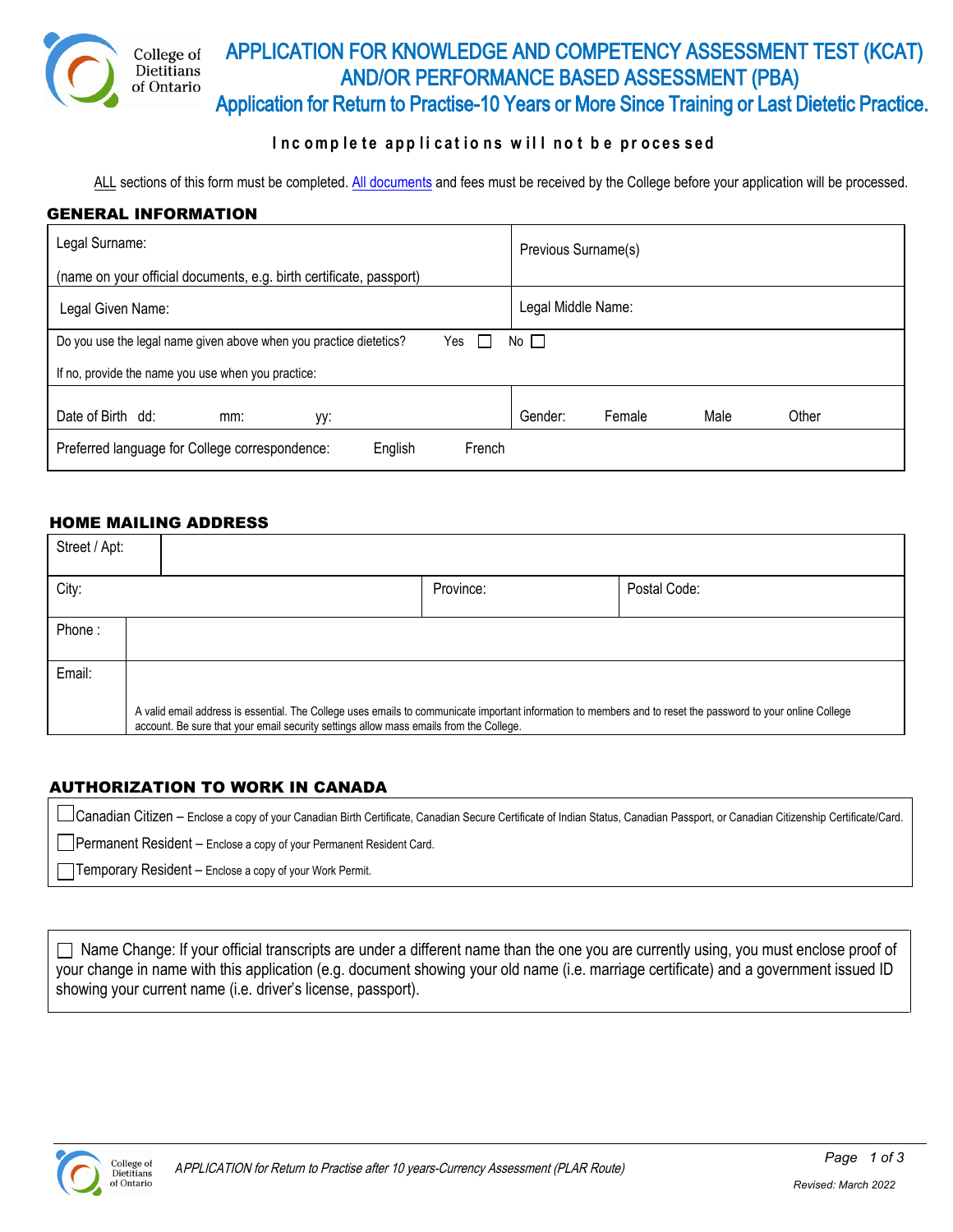# APPLICATION FOR KNOWLEDGE AND COMPETENCY ASSESSMENT TEST (KCAT) AND/OR PERFORMANCE BASED ASSESSMENT (PBA)

## Application for Return to Practise-10 Years or More Since Training or Last Dietetic Practice.

**Incomplete applications will not be processed**

ALL sections of this form must be completed. All documents and fees must be received by the College before your application will be processed.

## GENERAL INFORMATION

| | |
|---|---|
| Legal Surname: (name on your official documents, e.g. birth certificate, passport) | Previous Surname(s) |
| Legal Given Name: | Legal Middle Name: |
| Do you use the legal name given above when you practice dietetics? Yes ☐ No ☐ If no, provide the name you use when you practice: | |
| Date of Birth dd: mm: yy: | Gender: Female Male Other |
| Preferred language for College correspondence: English French | |

## HOME MAILING ADDRESS

| | | |
|---|---|---|
| Street / Apt: | | |
| City: | Province: | Postal Code: |
| Phone : | | |
| Email: A valid email address is essential. The College uses emails to communicate important information to members and to reset the password to your online College account. Be sure that your email security settings allow mass emails from the College. | | |

## AUTHORIZATION TO WORK IN CANADA

☐ Canadian Citizen – Enclose a copy of your Canadian Birth Certificate, Canadian Secure Certificate of Indian Status, Canadian Passport, or Canadian Citizenship Certificate/Card.

☐ Permanent Resident – Enclose a copy of your Permanent Resident Card.

☐ Temporary Resident – Enclose a copy of your Work Permit.

☐ Name Change: If your official transcripts are under a different name than the one you are currently using, you must enclose proof of your change in name with this application (e.g. document showing your old name (i.e. marriage certificate) and a government issued ID showing your current name (i.e. driver's license, passport).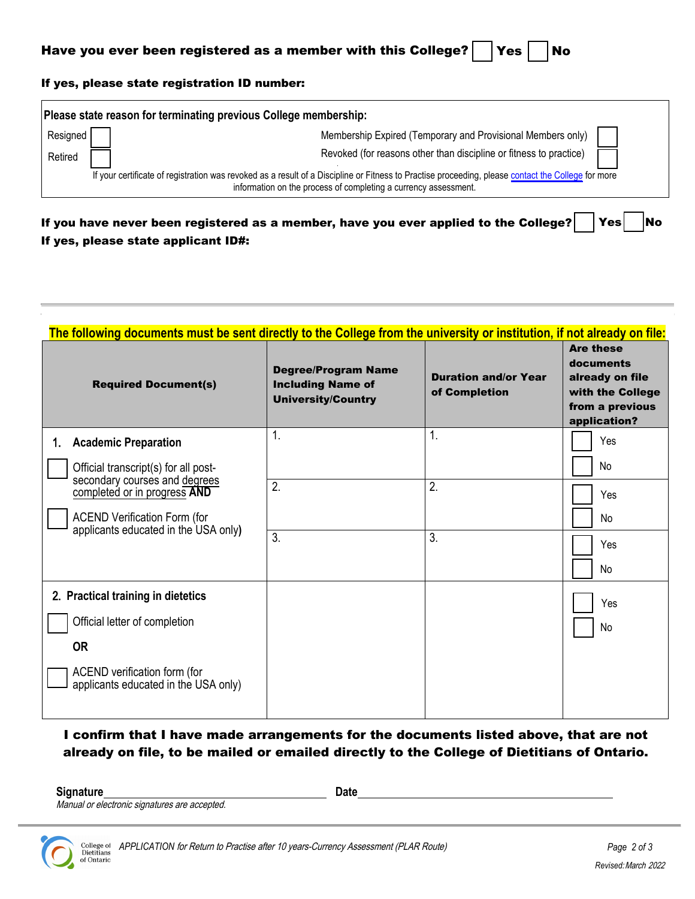**Have you ever been registered as a member with this College?** ☐ **Yes** ☐ **No**

**If yes, please state registration ID number:**

| **Please state reason for terminating previous College membership:** | |
|---|---|
| Resigned ☐ | Membership Expired (Temporary and Provisional Members only) ☐ |
| Retired ☐ | Revoked (for reasons other than discipline or fitness to practice) ☐ |

If your certificate of registration was revoked as a result of a Discipline or Fitness to Practise proceeding, please contact the College for more information on the process of completing a currency assessment.

**If you have never been registered as a member, have you ever applied to the College?** ☐ **Yes** ☐ **No**

**If yes, please state applicant ID#:**

---

**The following documents must be sent directly to the College from the university or institution, if not already on file:**

| **Required Document(s)** | **Degree/Program Name Including Name of University/Country** | **Duration and/or Year of Completion** | **Are these documents already on file with the College from a previous application?** |
|---|---|---|---|
| **1. Academic Preparation**<br>☐ Official transcript(s) for all post-secondary courses and degrees completed or in progress **AND**<br>☐ ACEND Verification Form (for applicants educated in the USA only) | 1. | 1. | ☐ Yes<br>☐ No |
| | 2. | 2. | ☐ Yes<br>☐ No |
| | 3. | 3. | ☐ Yes<br>☐ No |
| **2. Practical training in dietetics**<br>☐ Official letter of completion<br>**OR**<br>☐ ACEND verification form (for applicants educated in the USA only) | | | ☐ Yes<br>☐ No |

**I confirm that I have made arrangements for the documents listed above, that are not already on file, to be mailed or emailed directly to the College of Dietitians of Ontario.**

**Signature**\_\_\_\_\_\_\_\_\_\_\_\_\_\_\_\_\_\_\_\_\_\_\_\_\_\_\_\_\_\_ **Date**\_\_\_\_\_\_\_\_\_\_\_\_\_\_\_\_\_\_\_\_\_\_\_\_\_\_\_\_\_\_

*Manual or electronic signatures are accepted.*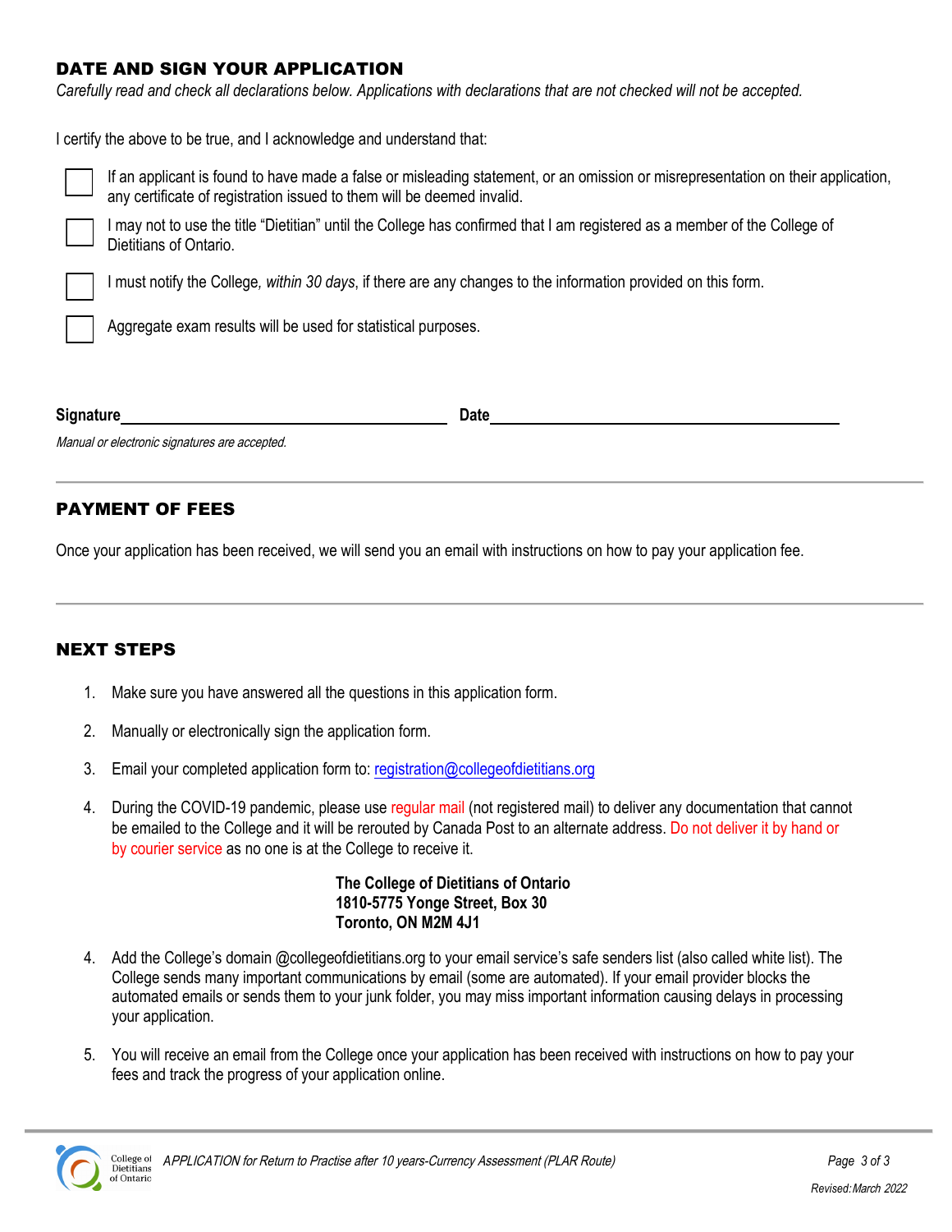## DATE AND SIGN YOUR APPLICATION

*Carefully read and check all declarations below. Applications with declarations that are not checked will not be accepted.*

I certify the above to be true, and I acknowledge and understand that:

- ☐ If an applicant is found to have made a false or misleading statement, or an omission or misrepresentation on their application, any certificate of registration issued to them will be deemed invalid.
- ☐ I may not to use the title "Dietitian" until the College has confirmed that I am registered as a member of the College of Dietitians of Ontario.
- ☐ I must notify the College, *within 30 days*, if there are any changes to the information provided on this form.
- ☐ Aggregate exam results will be used for statistical purposes.

**Signature**\_\_\_\_\_\_\_\_\_\_\_\_\_\_\_\_\_\_\_\_\_\_\_\_\_\_\_\_\_\_ **Date**\_\_\_\_\_\_\_\_\_\_\_\_\_\_\_\_\_\_\_\_\_\_\_\_\_\_\_\_\_\_

*Manual or electronic signatures are accepted.*

---

## PAYMENT OF FEES

Once your application has been received, we will send you an email with instructions on how to pay your application fee.

---

## NEXT STEPS

1. Make sure you have answered all the questions in this application form.
2. Manually or electronically sign the application form.
3. Email your completed application form to: registration@collegeofdietitians.org
4. During the COVID-19 pandemic, please use regular mail (not registered mail) to deliver any documentation that cannot be emailed to the College and it will be rerouted by Canada Post to an alternate address. Do not deliver it by hand or by courier service as no one is at the College to receive it.

   **The College of Dietitians of Ontario**
   **1810-5775 Yonge Street, Box 30**
   **Toronto, ON M2M 4J1**

4. Add the College's domain @collegeofdietitians.org to your email service's safe senders list (also called white list). The College sends many important communications by email (some are automated). If your email provider blocks the automated emails or sends them to your junk folder, you may miss important information causing delays in processing your application.
5. You will receive an email from the College once your application has been received with instructions on how to pay your fees and track the progress of your application online.